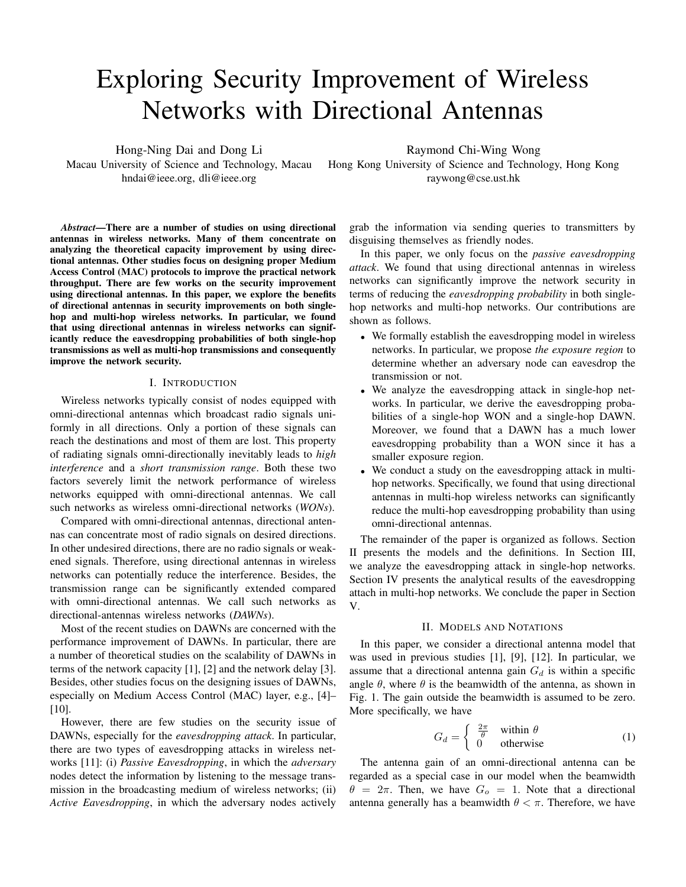# Exploring Security Improvement of Wireless Networks with Directional Antennas

Hong-Ning Dai and Dong Li
Macau University of Science and Technology, Macau
hndai@ieee.org, dli@ieee.org

Raymond Chi-Wing Wong
Hong Kong University of Science and Technology, Hong Kong
raywong@cse.ust.hk

***Abstract*—There are a number of studies on using directional antennas in wireless networks. Many of them concentrate on analyzing the theoretical capacity improvement by using directional antennas. Other studies focus on designing proper Medium Access Control (MAC) protocols to improve the practical network throughput. There are few works on the security improvement using directional antennas. In this paper, we explore the benefits of directional antennas in security improvements on both single-hop and multi-hop wireless networks. In particular, we found that using directional antennas in wireless networks can significantly reduce the eavesdropping probabilities of both single-hop transmissions as well as multi-hop transmissions and consequently improve the network security.**

## I. Introduction

Wireless networks typically consist of nodes equipped with omni-directional antennas which broadcast radio signals uniformly in all directions. Only a portion of these signals can reach the destinations and most of them are lost. This property of radiating signals omni-directionally inevitably leads to *high interference* and a *short transmission range*. Both these two factors severely limit the network performance of wireless networks equipped with omni-directional antennas. We call such networks as wireless omni-directional networks (*WONs*).

Compared with omni-directional antennas, directional antennas can concentrate most of radio signals on desired directions. In other undesired directions, there are no radio signals or weakened signals. Therefore, using directional antennas in wireless networks can potentially reduce the interference. Besides, the transmission range can be significantly extended compared with omni-directional antennas. We call such networks as directional-antennas wireless networks (*DAWNs*).

Most of the recent studies on DAWNs are concerned with the performance improvement of DAWNs. In particular, there are a number of theoretical studies on the scalability of DAWNs in terms of the network capacity [1], [2] and the network delay [3]. Besides, other studies focus on the designing issues of DAWNs, especially on Medium Access Control (MAC) layer, e.g., [4]–[10].

However, there are few studies on the security issue of DAWNs, especially for the *eavesdropping attack*. In particular, there are two types of eavesdropping attacks in wireless networks [11]: (i) *Passive Eavesdropping*, in which the *adversary* nodes detect the information by listening to the message transmission in the broadcasting medium of wireless networks; (ii) *Active Eavesdropping*, in which the adversary nodes actively grab the information via sending queries to transmitters by disguising themselves as friendly nodes.

In this paper, we only focus on the *passive eavesdropping attack*. We found that using directional antennas in wireless networks can significantly improve the network security in terms of reducing the *eavesdropping probability* in both single-hop networks and multi-hop networks. Our contributions are shown as follows.

- We formally establish the eavesdropping model in wireless networks. In particular, we propose *the exposure region* to determine whether an adversary node can eavesdrop the transmission or not.
- We analyze the eavesdropping attack in single-hop networks. In particular, we derive the eavesdropping probabilities of a single-hop WON and a single-hop DAWN. Moreover, we found that a DAWN has a much lower eavesdropping probability than a WON since it has a smaller exposure region.
- We conduct a study on the eavesdropping attack in multi-hop networks. Specifically, we found that using directional antennas in multi-hop wireless networks can significantly reduce the multi-hop eavesdropping probability than using omni-directional antennas.

The remainder of the paper is organized as follows. Section II presents the models and the definitions. In Section III, we analyze the eavesdropping attack in single-hop networks. Section IV presents the analytical results of the eavesdropping attach in multi-hop networks. We conclude the paper in Section V.

## II. Models and Notations

In this paper, we consider a directional antenna model that was used in previous studies [1], [9], [12]. In particular, we assume that a directional antenna gain $G_d$ is within a specific angle $\theta$, where $\theta$ is the beamwidth of the antenna, as shown in Fig. 1. The gain outside the beamwidth is assumed to be zero. More specifically, we have

$$G_d = \begin{cases} \frac{2\pi}{\theta} & \text{within } \theta \\ 0 & \text{otherwise} \end{cases} \quad (1)$$

The antenna gain of an omni-directional antenna can be regarded as a special case in our model when the beamwidth $\theta = 2\pi$. Then, we have $G_o = 1$. Note that a directional antenna generally has a beamwidth $\theta < \pi$. Therefore, we have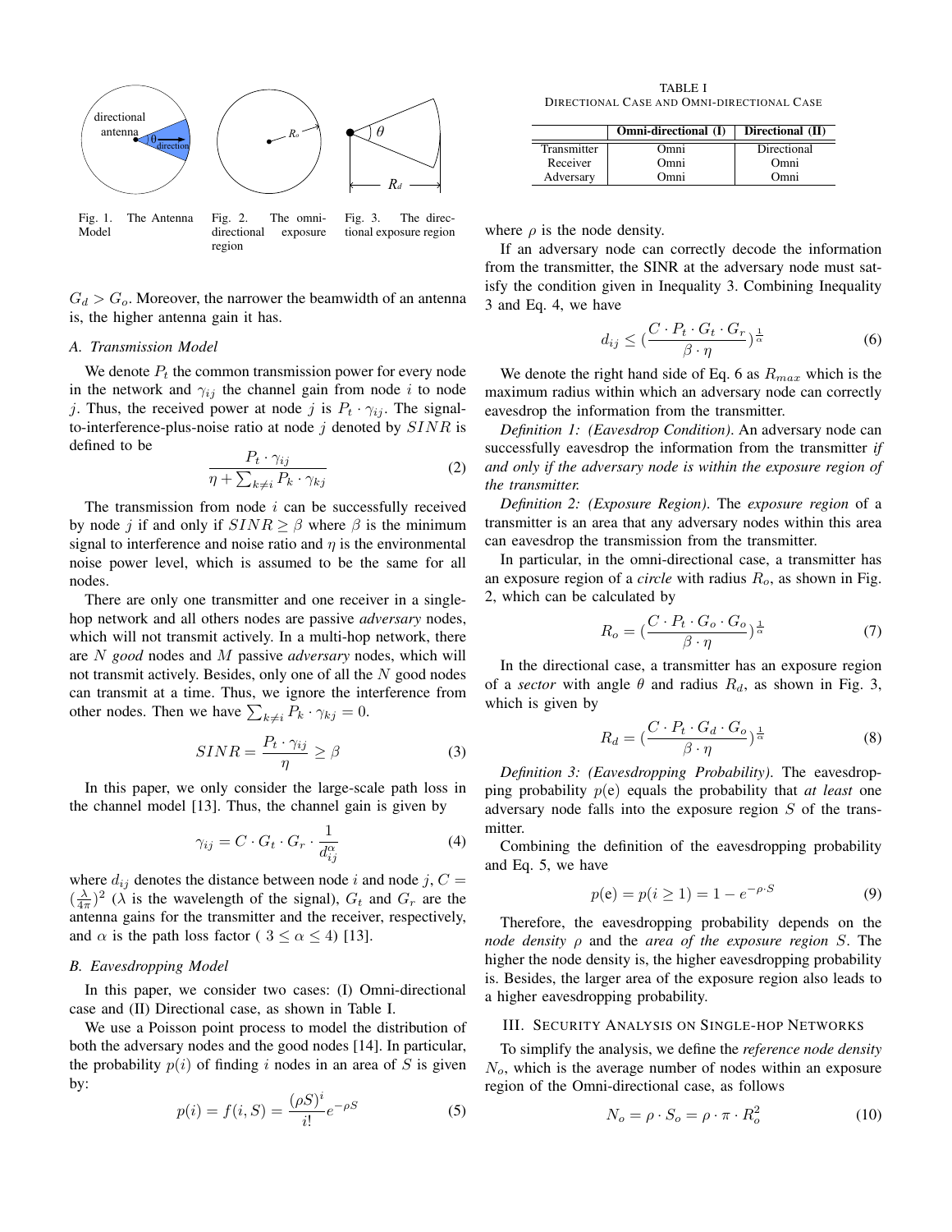Fig. 1. The Antenna Model

Fig. 2. The omni-directional exposure region

Fig. 3. The directional exposure region

$G_d > G_o$. Moreover, the narrower the beamwidth of an antenna is, the higher antenna gain it has.

### A. Transmission Model

We denote $P_t$ the common transmission power for every node in the network and $\gamma_{ij}$ the channel gain from node $i$ to node $j$. Thus, the received power at node $j$ is $P_t \cdot \gamma_{ij}$. The signal-to-interference-plus-noise ratio at node $j$ denoted by $SINR$ is defined to be

$$\frac{P_t \cdot \gamma_{ij}}{\eta + \sum_{k \neq i} P_k \cdot \gamma_{kj}} \tag{2}$$

The transmission from node $i$ can be successfully received by node $j$ if and only if $SINR \geq \beta$ where $\beta$ is the minimum signal to interference and noise ratio and $\eta$ is the environmental noise power level, which is assumed to be the same for all nodes.

There are only one transmitter and one receiver in a single-hop network and all others nodes are passive *adversary* nodes, which will not transmit actively. In a multi-hop network, there are $N$ *good* nodes and $M$ passive *adversary* nodes, which will not transmit actively. Besides, only one of all the $N$ good nodes can transmit at a time. Thus, we ignore the interference from other nodes. Then we have $\sum_{k \neq i} P_k \cdot \gamma_{kj} = 0$.

$$SINR = \frac{P_t \cdot \gamma_{ij}}{\eta} \geq \beta \tag{3}$$

In this paper, we only consider the large-scale path loss in the channel model [13]. Thus, the channel gain is given by

$$\gamma_{ij} = C \cdot G_t \cdot G_r \cdot \frac{1}{d_{ij}^{\alpha}} \tag{4}$$

where $d_{ij}$ denotes the distance between node $i$ and node $j$, $C = (\frac{\lambda}{4\pi})^2$ ($\lambda$ is the wavelength of the signal), $G_t$ and $G_r$ are the antenna gains for the transmitter and the receiver, respectively, and $\alpha$ is the path loss factor ( $3 \leq \alpha \leq 4$) [13].

### B. Eavesdropping Model

In this paper, we consider two cases: (I) Omni-directional case and (II) Directional case, as shown in Table I.

We use a Poisson point process to model the distribution of both the adversary nodes and the good nodes [14]. In particular, the probability $p(i)$ of finding $i$ nodes in an area of $S$ is given by:

$$p(i) = f(i, S) = \frac{(\rho S)^i}{i!} e^{-\rho S} \tag{5}$$

TABLE I
DIRECTIONAL CASE AND OMNI-DIRECTIONAL CASE

| | Omni-directional (I) | Directional (II) |
|---|---|---|
| Transmitter | Omni | Directional |
| Receiver | Omni | Omni |
| Adversary | Omni | Omni |

where $\rho$ is the node density.

If an adversary node can correctly decode the information from the transmitter, the SINR at the adversary node must satisfy the condition given in Inequality 3. Combining Inequality 3 and Eq. 4, we have

$$d_{ij} \leq (\frac{C \cdot P_t \cdot G_t \cdot G_r}{\beta \cdot \eta})^{\frac{1}{\alpha}} \tag{6}$$

We denote the right hand side of Eq. 6 as $R_{max}$ which is the maximum radius within which an adversary node can correctly eavesdrop the information from the transmitter.

*Definition 1: (Eavesdrop Condition).* An adversary node can successfully eavesdrop the information from the transmitter *if and only if the adversary node is within the exposure region of the transmitter.*

*Definition 2: (Exposure Region).* The *exposure region* of a transmitter is an area that any adversary nodes within this area can eavesdrop the transmission from the transmitter.

In particular, in the omni-directional case, a transmitter has an exposure region of a *circle* with radius $R_o$, as shown in Fig. 2, which can be calculated by

$$R_o = (\frac{C \cdot P_t \cdot G_o \cdot G_o}{\beta \cdot \eta})^{\frac{1}{\alpha}} \tag{7}$$

In the directional case, a transmitter has an exposure region of a *sector* with angle $\theta$ and radius $R_d$, as shown in Fig. 3, which is given by

$$R_d = (\frac{C \cdot P_t \cdot G_d \cdot G_o}{\beta \cdot \eta})^{\frac{1}{\alpha}} \tag{8}$$

*Definition 3: (Eavesdropping Probability).* The eavesdropping probability $p(\text{e})$ equals the probability that *at least* one adversary node falls into the exposure region $S$ of the transmitter.

Combining the definition of the eavesdropping probability and Eq. 5, we have

$$p(\text{e}) = p(i \geq 1) = 1 - e^{-\rho \cdot S} \tag{9}$$

Therefore, the eavesdropping probability depends on the *node density* $\rho$ and the *area of the exposure region* $S$. The higher the node density is, the higher eavesdropping probability is. Besides, the larger area of the exposure region also leads to a higher eavesdropping probability.

## III. Security Analysis on Single-hop Networks

To simplify the analysis, we define the *reference node density* $N_o$, which is the average number of nodes within an exposure region of the Omni-directional case, as follows

$$N_o = \rho \cdot S_o = \rho \cdot \pi \cdot R_o^2 \tag{10}$$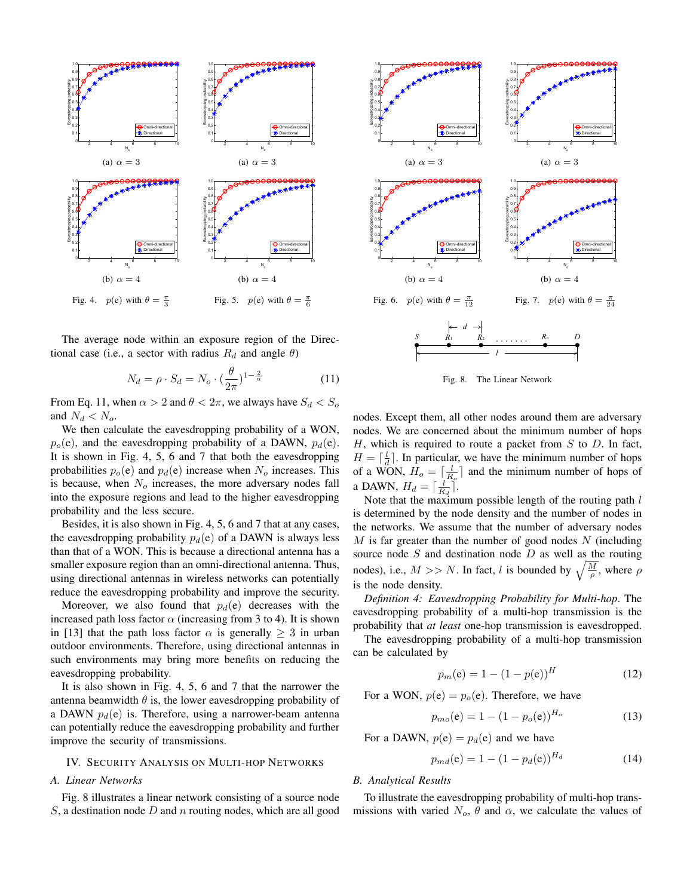(a) $\alpha = 3$

(b) $\alpha = 4$

Fig. 4. $p(\mathrm{e})$ with $\theta = \frac{\pi}{3}$

(a) $\alpha = 3$

(b) $\alpha = 4$

Fig. 5. $p(\mathrm{e})$ with $\theta = \frac{\pi}{6}$

(a) $\alpha = 3$

(b) $\alpha = 4$

Fig. 6. $p(\mathrm{e})$ with $\theta = \frac{\pi}{12}$

(a) $\alpha = 3$

(b) $\alpha = 4$

Fig. 7. $p(\mathrm{e})$ with $\theta = \frac{\pi}{24}$

The average node within an exposure region of the Directional case (i.e., a sector with radius $R_d$ and angle $\theta$)

$$N_d = \rho \cdot S_d = N_o \cdot (\frac{\theta}{2\pi})^{1-\frac{2}{\alpha}} \tag{11}$$

From Eq. 11, when $\alpha > 2$ and $\theta < 2\pi$, we always have $S_d < S_o$ and $N_d < N_o$.

We then calculate the eavesdropping probability of a WON, $p_o(\mathrm{e})$, and the eavesdropping probability of a DAWN, $p_d(\mathrm{e})$. It is shown in Fig. 4, 5, 6 and 7 that both the eavesdropping probabilities $p_o(\mathrm{e})$ and $p_d(\mathrm{e})$ increase when $N_o$ increases. This is because, when $N_o$ increases, the more adversary nodes fall into the exposure regions and lead to the higher eavesdropping probability and the less secure.

Besides, it is also shown in Fig. 4, 5, 6 and 7 that at any cases, the eavesdropping probability $p_d(\mathrm{e})$ of a DAWN is always less than that of a WON. This is because a directional antenna has a smaller exposure region than an omni-directional antenna. Thus, using directional antennas in wireless networks can potentially reduce the eavesdropping probability and improve the security.

Moreover, we also found that $p_d(\mathrm{e})$ decreases with the increased path loss factor $\alpha$ (increasing from 3 to 4). It is shown in [13] that the path loss factor $\alpha$ is generally $\geq 3$ in urban outdoor environments. Therefore, using directional antennas in such environments may bring more benefits on reducing the eavesdropping probability.

It is also shown in Fig. 4, 5, 6 and 7 that the narrower the antenna beamwidth $\theta$ is, the lower eavesdropping probability of a DAWN $p_d(\mathrm{e})$ is. Therefore, using a narrower-beam antenna can potentially reduce the eavesdropping probability and further improve the security of transmissions.

## IV. Security Analysis on Multi-hop Networks

### A. Linear Networks

Fig. 8 illustrates a linear network consisting of a source node $S$, a destination node $D$ and $n$ routing nodes, which are all good nodes. Except them, all other nodes around them are adversary nodes. We are concerned about the minimum number of hops $H$, which is required to route a packet from $S$ to $D$. In fact, $H = \lceil \frac{l}{d} \rceil$. In particular, we have the minimum number of hops of a WON, $H_o = \lceil \frac{l}{R_o} \rceil$ and the minimum number of hops of a DAWN, $H_d = \lceil \frac{l}{R_d} \rceil$.

Fig. 8. The Linear Network

Note that the maximum possible length of the routing path $l$ is determined by the node density and the number of nodes in the networks. We assume that the number of adversary nodes $M$ is far greater than the number of good nodes $N$ (including source node $S$ and destination node $D$ as well as the routing nodes), i.e., $M >> N$. In fact, $l$ is bounded by $\sqrt{\frac{M}{\rho}}$, where $\rho$ is the node density.

*Definition 4: Eavesdropping Probability for Multi-hop*. The eavesdropping probability of a multi-hop transmission is the probability that *at least* one-hop transmission is eavesdropped.

The eavesdropping probability of a multi-hop transmission can be calculated by

$$p_m(\mathrm{e}) = 1 - (1 - p(\mathrm{e}))^H \tag{12}$$

For a WON, $p(\mathrm{e}) = p_o(\mathrm{e})$. Therefore, we have

$$p_{mo}(\mathrm{e}) = 1 - (1 - p_o(\mathrm{e}))^{H_o} \tag{13}$$

For a DAWN, $p(\mathrm{e}) = p_d(\mathrm{e})$ and we have

$$p_{md}(\mathrm{e}) = 1 - (1 - p_d(\mathrm{e}))^{H_d} \tag{14}$$

### B. Analytical Results

To illustrate the eavesdropping probability of multi-hop transmissions with varied $N_o$, $\theta$ and $\alpha$, we calculate the values of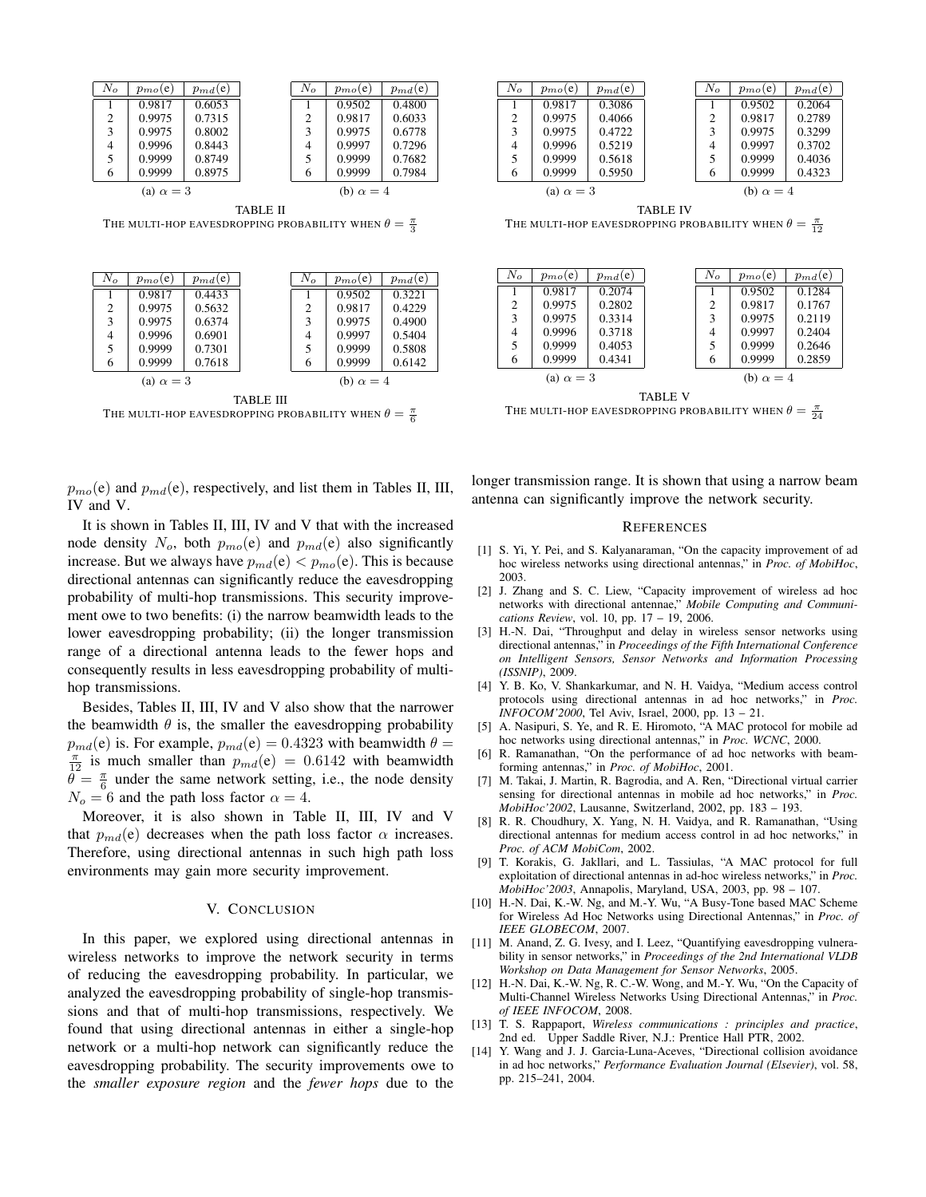| $N_o$ | $p_{mo}(\mathrm{e})$ | $p_{md}(\mathrm{e})$ |
|---|---|---|
| 1 | 0.9817 | 0.6053 |
| 2 | 0.9975 | 0.7315 |
| 3 | 0.9975 | 0.8002 |
| 4 | 0.9996 | 0.8443 |
| 5 | 0.9999 | 0.8749 |
| 6 | 0.9999 | 0.8975 |

(a) $\alpha = 3$

| $N_o$ | $p_{mo}(\mathrm{e})$ | $p_{md}(\mathrm{e})$ |
|---|---|---|
| 1 | 0.9502 | 0.4800 |
| 2 | 0.9817 | 0.6033 |
| 3 | 0.9975 | 0.6778 |
| 4 | 0.9997 | 0.7296 |
| 5 | 0.9999 | 0.7682 |
| 6 | 0.9999 | 0.7984 |

(b) $\alpha = 4$

TABLE II
THE MULTI-HOP EAVESDROPPING PROBABILITY WHEN $\theta = \frac{\pi}{3}$

| $N_o$ | $p_{mo}(\mathrm{e})$ | $p_{md}(\mathrm{e})$ |
|---|---|---|
| 1 | 0.9817 | 0.4433 |
| 2 | 0.9975 | 0.5632 |
| 3 | 0.9975 | 0.6374 |
| 4 | 0.9996 | 0.6901 |
| 5 | 0.9999 | 0.7301 |
| 6 | 0.9999 | 0.7618 |

(a) $\alpha = 3$

| $N_o$ | $p_{mo}(\mathrm{e})$ | $p_{md}(\mathrm{e})$ |
|---|---|---|
| 1 | 0.9502 | 0.3221 |
| 2 | 0.9817 | 0.4229 |
| 3 | 0.9975 | 0.4900 |
| 4 | 0.9997 | 0.5404 |
| 5 | 0.9999 | 0.5808 |
| 6 | 0.9999 | 0.6142 |

(b) $\alpha = 4$

TABLE III
THE MULTI-HOP EAVESDROPPING PROBABILITY WHEN $\theta = \frac{\pi}{6}$

| $N_o$ | $p_{mo}(\mathrm{e})$ | $p_{md}(\mathrm{e})$ |
|---|---|---|
| 1 | 0.9817 | 0.3086 |
| 2 | 0.9975 | 0.4066 |
| 3 | 0.9975 | 0.4722 |
| 4 | 0.9996 | 0.5219 |
| 5 | 0.9999 | 0.5618 |
| 6 | 0.9999 | 0.5950 |

(a) $\alpha = 3$

| $N_o$ | $p_{mo}(\mathrm{e})$ | $p_{md}(\mathrm{e})$ |
|---|---|---|
| 1 | 0.9502 | 0.2064 |
| 2 | 0.9817 | 0.2789 |
| 3 | 0.9975 | 0.3299 |
| 4 | 0.9997 | 0.3702 |
| 5 | 0.9999 | 0.4036 |
| 6 | 0.9999 | 0.4323 |

(b) $\alpha = 4$

TABLE IV
THE MULTI-HOP EAVESDROPPING PROBABILITY WHEN $\theta = \frac{\pi}{12}$

| $N_o$ | $p_{mo}(\mathrm{e})$ | $p_{md}(\mathrm{e})$ |
|---|---|---|
| 1 | 0.9817 | 0.2074 |
| 2 | 0.9975 | 0.2802 |
| 3 | 0.9975 | 0.3314 |
| 4 | 0.9996 | 0.3718 |
| 5 | 0.9999 | 0.4053 |
| 6 | 0.9999 | 0.4341 |

(a) $\alpha = 3$

| $N_o$ | $p_{mo}(\mathrm{e})$ | $p_{md}(\mathrm{e})$ |
|---|---|---|
| 1 | 0.9502 | 0.1284 |
| 2 | 0.9817 | 0.1767 |
| 3 | 0.9975 | 0.2119 |
| 4 | 0.9997 | 0.2404 |
| 5 | 0.9999 | 0.2646 |
| 6 | 0.9999 | 0.2859 |

(b) $\alpha = 4$

TABLE V
THE MULTI-HOP EAVESDROPPING PROBABILITY WHEN $\theta = \frac{\pi}{24}$

$p_{mo}(\mathrm{e})$ and $p_{md}(\mathrm{e})$, respectively, and list them in Tables II, III, IV and V.

It is shown in Tables II, III, IV and V that with the increased node density $N_o$, both $p_{mo}(\mathrm{e})$ and $p_{md}(\mathrm{e})$ also significantly increase. But we always have $p_{md}(\mathrm{e}) < p_{mo}(\mathrm{e})$. This is because directional antennas can significantly reduce the eavesdropping probability of multi-hop transmissions. This security improvement owe to two benefits: (i) the narrow beamwidth leads to the lower eavesdropping probability; (ii) the longer transmission range of a directional antenna leads to the fewer hops and consequently results in less eavesdropping probability of multi-hop transmissions.

Besides, Tables II, III, IV and V also show that the narrower the beamwidth $\theta$ is, the smaller the eavesdropping probability $p_{md}(\mathrm{e})$ is. For example, $p_{md}(\mathrm{e}) = 0.4323$ with beamwidth $\theta = \frac{\pi}{12}$ is much smaller than $p_{md}(\mathrm{e}) = 0.6142$ with beamwidth $\theta = \frac{\pi}{6}$ under the same network setting, i.e., the node density $N_o = 6$ and the path loss factor $\alpha = 4$.

Moreover, it is also shown in Table II, III, IV and V that $p_{md}(\mathrm{e})$ decreases when the path loss factor $\alpha$ increases. Therefore, using directional antennas in such high path loss environments may gain more security improvement.

## V. CONCLUSION

In this paper, we explored using directional antennas in wireless networks to improve the network security in terms of reducing the eavesdropping probability. In particular, we analyzed the eavesdropping probability of single-hop transmissions and that of multi-hop transmissions, respectively. We found that using directional antennas in either a single-hop network or a multi-hop network can significantly reduce the eavesdropping probability. The security improvements owe to the *smaller exposure region* and the *fewer hops* due to the longer transmission range. It is shown that using a narrow beam antenna can significantly improve the network security.

## REFERENCES

[1] S. Yi, Y. Pei, and S. Kalyanaraman, "On the capacity improvement of ad hoc wireless networks using directional antennas," in *Proc. of MobiHoc*, 2003.

[2] J. Zhang and S. C. Liew, "Capacity improvement of wireless ad hoc networks with directional antennae," *Mobile Computing and Communications Review*, vol. 10, pp. 17 – 19, 2006.

[3] H.-N. Dai, "Throughput and delay in wireless sensor networks using directional antennas," in *Proceedings of the Fifth International Conference on Intelligent Sensors, Sensor Networks and Information Processing (ISSNIP)*, 2009.

[4] Y. B. Ko, V. Shankarkumar, and N. H. Vaidya, "Medium access control protocols using directional antennas in ad hoc networks," in *Proc. INFOCOM'2000*, Tel Aviv, Israel, 2000, pp. 13 – 21.

[5] A. Nasipuri, S. Ye, and R. E. Hiromoto, "A MAC protocol for mobile ad hoc networks using directional antennas," in *Proc. WCNC*, 2000.

[6] R. Ramanathan, "On the performance of ad hoc networks with beamforming antennas," in *Proc. of MobiHoc*, 2001.

[7] M. Takai, J. Martin, R. Bagrodia, and A. Ren, "Directional virtual carrier sensing for directional antennas in mobile ad hoc networks," in *Proc. MobiHoc'2002*, Lausanne, Switzerland, 2002, pp. 183 – 193.

[8] R. R. Choudhury, X. Yang, N. H. Vaidya, and R. Ramanathan, "Using directional antennas for medium access control in ad hoc networks," in *Proc. of ACM MobiCom*, 2002.

[9] T. Korakis, G. Jakllari, and L. Tassiulas, "A MAC protocol for full exploitation of directional antennas in ad-hoc wireless networks," in *Proc. MobiHoc'2003*, Annapolis, Maryland, USA, 2003, pp. 98 – 107.

[10] H.-N. Dai, K.-W. Ng, and M.-Y. Wu, "A Busy-Tone based MAC Scheme for Wireless Ad Hoc Networks using Directional Antennas," in *Proc. of IEEE GLOBECOM*, 2007.

[11] M. Anand, Z. G. Ivesy, and I. Leez, "Quantifying eavesdropping vulnerability in sensor networks," in *Proceedings of the 2nd International VLDB Workshop on Data Management for Sensor Networks*, 2005.

[12] H.-N. Dai, K.-W. Ng, R. C.-W. Wong, and M.-Y. Wu, "On the Capacity of Multi-Channel Wireless Networks Using Directional Antennas," in *Proc. of IEEE INFOCOM*, 2008.

[13] T. S. Rappaport, *Wireless communications : principles and practice*, 2nd ed. Upper Saddle River, N.J.: Prentice Hall PTR, 2002.

[14] Y. Wang and J. J. Garcia-Luna-Aceves, "Directional collision avoidance in ad hoc networks," *Performance Evaluation Journal (Elsevier)*, vol. 58, pp. 215–241, 2004.